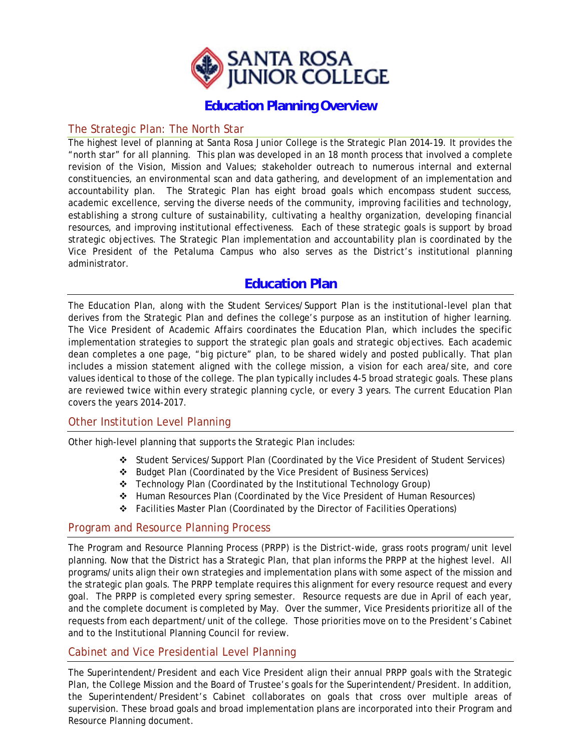# SANTA ROSA JUNIOR COLLEGE

## Education Planning Overview

### The Strategic Plan: The North Star

The highest level of planning at Santa Rosa Junior College is the Strategic Plan 2014-19. It provides the "north star" for all planning. This plan was developed in an 18 month process that involved a complete revision of the Vision, Mission and Values; stakeholder outreach to numerous internal and external constituencies, an environmental scan and data gathering, and development of an implementation and accountability plan. The Strategic Plan has eight broad goals which encompass student success, academic excellence, serving the diverse needs of the community, improving facilities and technology, establishing a strong culture of sustainability, cultivating a healthy organization, developing financial resources, and improving institutional effectiveness. Each of these strategic goals is support by broad strategic objectives. The Strategic Plan implementation and accountability plan is coordinated by the Vice President of the Petaluma Campus who also serves as the District's institutional planning administrator.

## Education Plan

The Education Plan, along with the Student Services/Support Plan is the institutional-level plan that derives from the Strategic Plan and defines the college's purpose as an institution of higher learning. The Vice President of Academic Affairs coordinates the Education Plan, which includes the specific implementation strategies to support the strategic plan goals and strategic objectives. Each academic dean completes a one page, "big picture" plan, to be shared widely and posted publically. That plan includes a mission statement aligned with the college mission, a vision for each area/site, and core values identical to those of the college. The plan typically includes 4-5 broad strategic goals. These plans are reviewed twice within every strategic planning cycle, or every 3 years. The current Education Plan covers the years 2014-2017.

### Other Institution Level Planning

Other high-level planning that supports the Strategic Plan includes:

- Student Services/Support Plan (Coordinated by the Vice President of Student Services)
- Budget Plan (Coordinated by the Vice President of Business Services)
- Technology Plan (Coordinated by the Institutional Technology Group)
- Human Resources Plan (Coordinated by the Vice President of Human Resources)
- Facilities Master Plan (Coordinated by the Director of Facilities Operations)

### Program and Resource Planning Process

The Program and Resource Planning Process (PRPP) is the District-wide, grass roots program/unit level planning. Now that the District has a Strategic Plan, that plan informs the PRPP at the highest level. All programs/units align their own strategies and implementation plans with some aspect of the mission and the strategic plan goals. The PRPP template requires this alignment for every resource request and every goal. The PRPP is completed every spring semester. Resource requests are due in April of each year, and the complete document is completed by May. Over the summer, Vice Presidents prioritize all of the requests from each department/unit of the college. Those priorities move on to the President's Cabinet and to the Institutional Planning Council for review.

### Cabinet and Vice Presidential Level Planning

The Superintendent/President and each Vice President align their annual PRPP goals with the Strategic Plan, the College Mission and the Board of Trustee's goals for the Superintendent/President. In addition, the Superintendent/President's Cabinet collaborates on goals that cross over multiple areas of supervision. These broad goals and broad implementation plans are incorporated into their Program and Resource Planning document.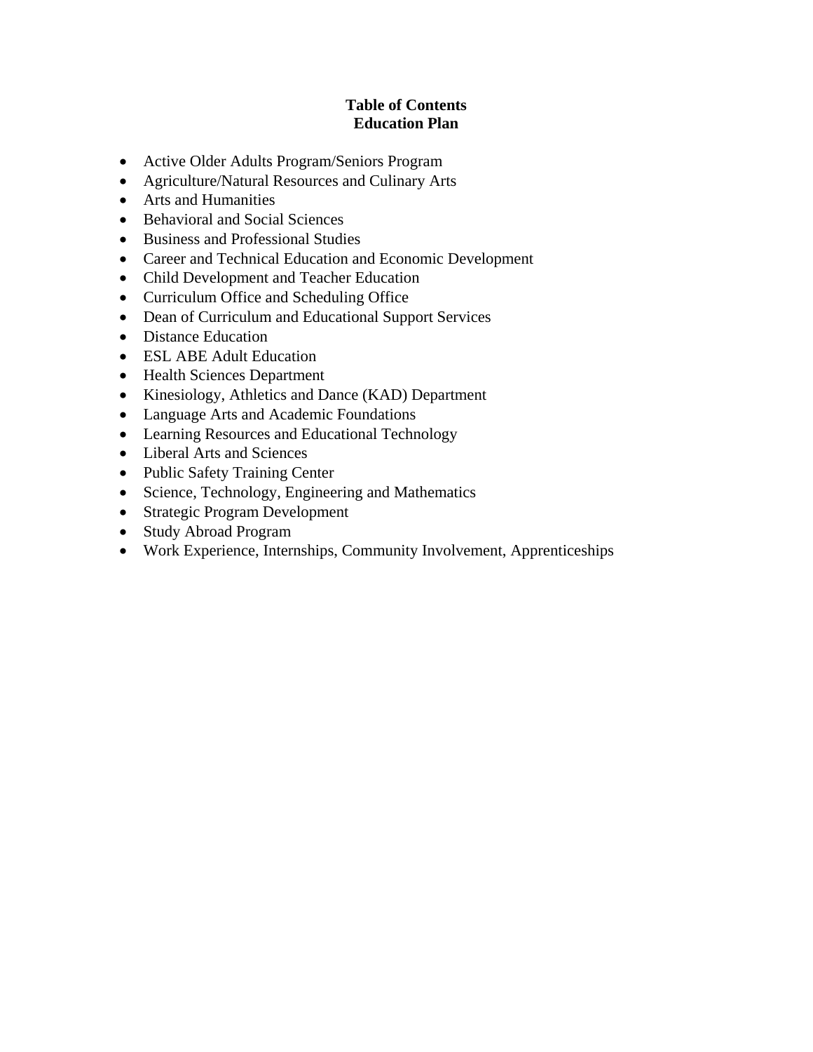# Table of Contents
# Education Plan

- Active Older Adults Program/Seniors Program
- Agriculture/Natural Resources and Culinary Arts
- Arts and Humanities
- Behavioral and Social Sciences
- Business and Professional Studies
- Career and Technical Education and Economic Development
- Child Development and Teacher Education
- Curriculum Office and Scheduling Office
- Dean of Curriculum and Educational Support Services
- Distance Education
- ESL ABE Adult Education
- Health Sciences Department
- Kinesiology, Athletics and Dance (KAD) Department
- Language Arts and Academic Foundations
- Learning Resources and Educational Technology
- Liberal Arts and Sciences
- Public Safety Training Center
- Science, Technology, Engineering and Mathematics
- Strategic Program Development
- Study Abroad Program
- Work Experience, Internships, Community Involvement, Apprenticeships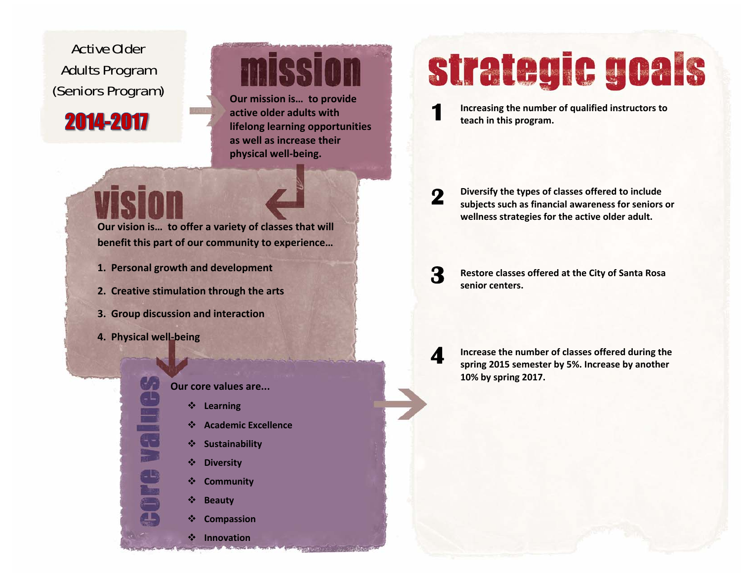Active Older Adults Program (Seniors Program)

**2014-2017**

# mission

**Our mission is… to provide active older adults with lifelong learning opportunities as well as increase their physical well-being.**

# vision

**Our vision is… to offer a variety of classes that will benefit this part of our community to experience…**

1. **Personal growth and development**
2. **Creative stimulation through the arts**
3. **Group discussion and interaction**
4. **Physical well-being**

# core values

**Our core values are...**

- **Learning**
- **Academic Excellence**
- **Sustainability**
- **Diversity**
- **Community**
- **Beauty**
- **Compassion**
- **Innovation**

# strategic goals

1. **Increasing the number of qualified instructors to teach in this program.**
2. **Diversify the types of classes offered to include subjects such as financial awareness for seniors or wellness strategies for the active older adult.**
3. **Restore classes offered at the City of Santa Rosa senior centers.**
4. **Increase the number of classes offered during the spring 2015 semester by 5%. Increase by another 10% by spring 2017.**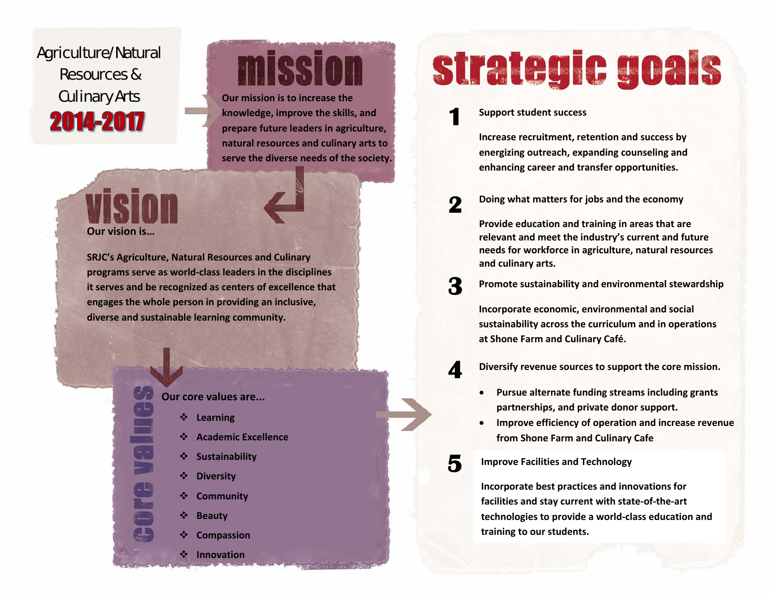# Agriculture/Natural Resources & Culinary Arts

## 2014-2017

## mission

Our mission is to increase the knowledge, improve the skills, and prepare future leaders in agriculture, natural resources and culinary arts to serve the diverse needs of the society.

## vision

Our vision is…

SRJC's Agriculture, Natural Resources and Culinary programs serve as world-class leaders in the disciplines it serves and be recognized as centers of excellence that engages the whole person in providing an inclusive, diverse and sustainable learning community.

## core values

Our core values are...

- Learning
- Academic Excellence
- Sustainability
- Diversity
- Community
- Beauty
- Compassion
- Innovation

## strategic goals

**1** **Support student success**

Increase recruitment, retention and success by energizing outreach, expanding counseling and enhancing career and transfer opportunities.

**2** **Doing what matters for jobs and the economy**

Provide education and training in areas that are relevant and meet the industry's current and future needs for workforce in agriculture, natural resources and culinary arts.

**3** **Promote sustainability and environmental stewardship**

Incorporate economic, environmental and social sustainability across the curriculum and in operations at Shone Farm and Culinary Café.

**4** **Diversify revenue sources to support the core mission.**

- Pursue alternate funding streams including grants partnerships, and private donor support.
- Improve efficiency of operation and increase revenue from Shone Farm and Culinary Cafe

**5** **Improve Facilities and Technology**

Incorporate best practices and innovations for facilities and stay current with state-of-the-art technologies to provide a world-class education and training to our students.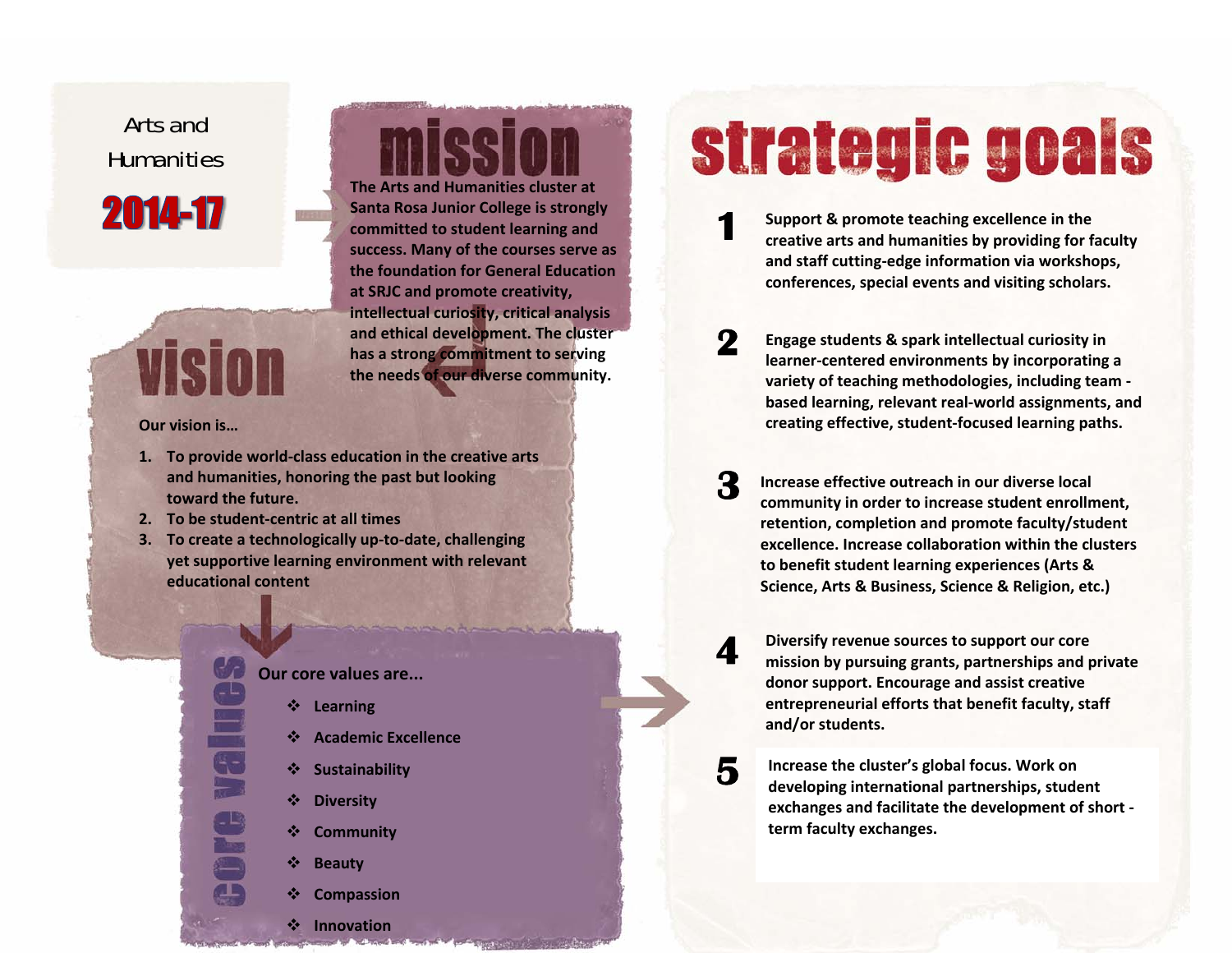Arts and Humanities

# 2014-17

## mission

The Arts and Humanities cluster at Santa Rosa Junior College is strongly committed to student learning and success. Many of the courses serve as the foundation for General Education at SRJC and promote creativity, intellectual curiosity, critical analysis and ethical development. The cluster has a strong commitment to serving the needs of our diverse community.

## vision

Our vision is…

1. To provide world-class education in the creative arts and humanities, honoring the past but looking toward the future.
2. To be student-centric at all times
3. To create a technologically up-to-date, challenging yet supportive learning environment with relevant educational content

## core values

Our core values are...

- Learning
- Academic Excellence
- Sustainability
- Diversity
- Community
- Beauty
- Compassion
- Innovation

## strategic goals

1. Support & promote teaching excellence in the creative arts and humanities by providing for faculty and staff cutting-edge information via workshops, conferences, special events and visiting scholars.

2. Engage students & spark intellectual curiosity in learner-centered environments by incorporating a variety of teaching methodologies, including team - based learning, relevant real-world assignments, and creating effective, student-focused learning paths.

3. Increase effective outreach in our diverse local community in order to increase student enrollment, retention, completion and promote faculty/student excellence. Increase collaboration within the clusters to benefit student learning experiences (Arts & Science, Arts & Business, Science & Religion, etc.)

4. Diversify revenue sources to support our core mission by pursuing grants, partnerships and private donor support. Encourage and assist creative entrepreneurial efforts that benefit faculty, staff and/or students.

5. Increase the cluster's global focus. Work on developing international partnerships, student exchanges and facilitate the development of short - term faculty exchanges.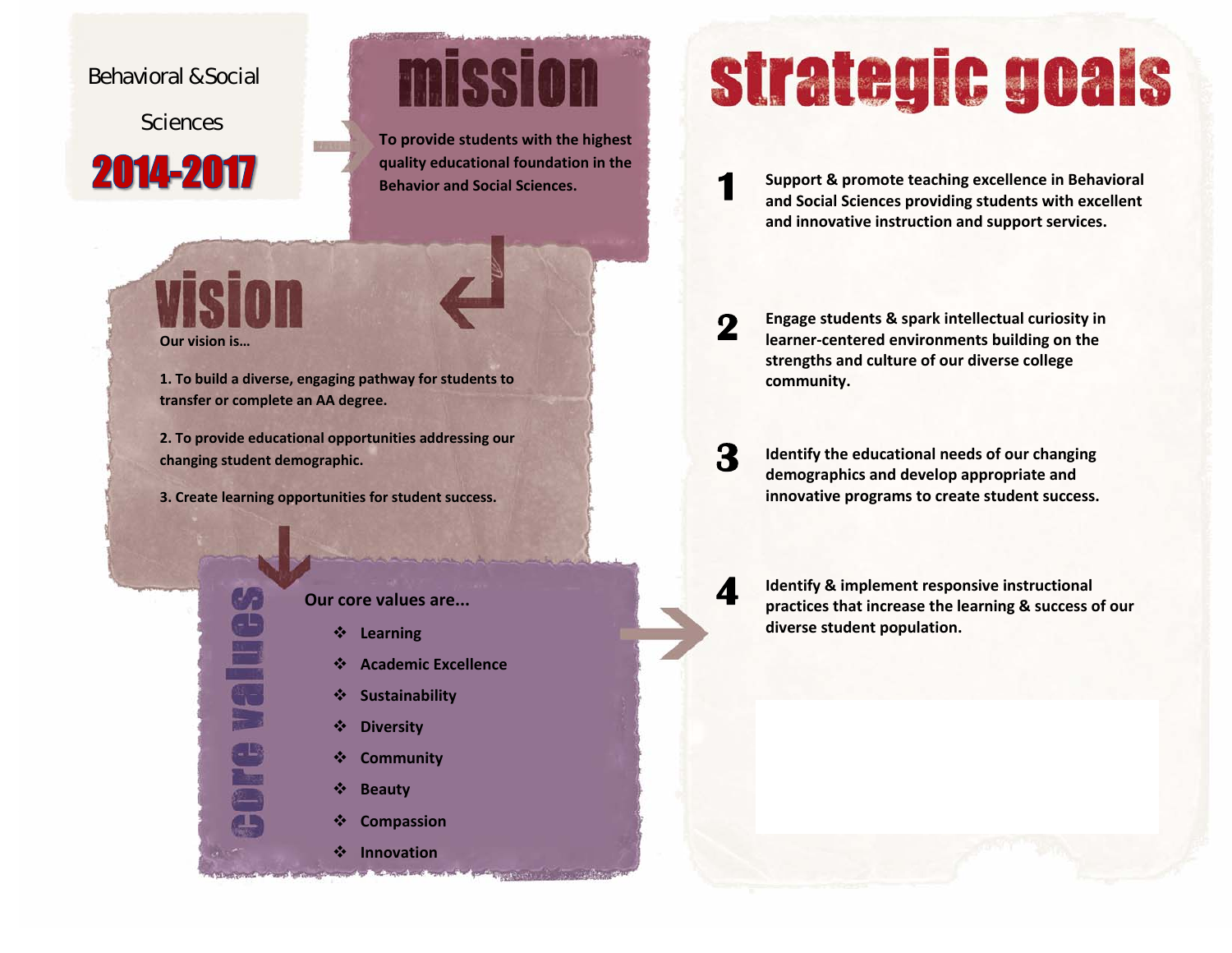Behavioral &Social Sciences

**2014-2017**

# mission

**To provide students with the highest quality educational foundation in the Behavior and Social Sciences.**

# vision

**Our vision is…**

**1. To build a diverse, engaging pathway for students to transfer or complete an AA degree.**

**2. To provide educational opportunities addressing our changing student demographic.**

**3. Create learning opportunities for student success.**

# core values

**Our core values are...**

- **Learning**
- **Academic Excellence**
- **Sustainability**
- **Diversity**
- **Community**
- **Beauty**
- **Compassion**
- **Innovation**

# strategic goals

1. **Support & promote teaching excellence in Behavioral and Social Sciences providing students with excellent and innovative instruction and support services.**

2. **Engage students & spark intellectual curiosity in learner-centered environments building on the strengths and culture of our diverse college community.**

3. **Identify the educational needs of our changing demographics and develop appropriate and innovative programs to create student success.**

4. **Identify & implement responsive instructional practices that increase the learning & success of our diverse student population.**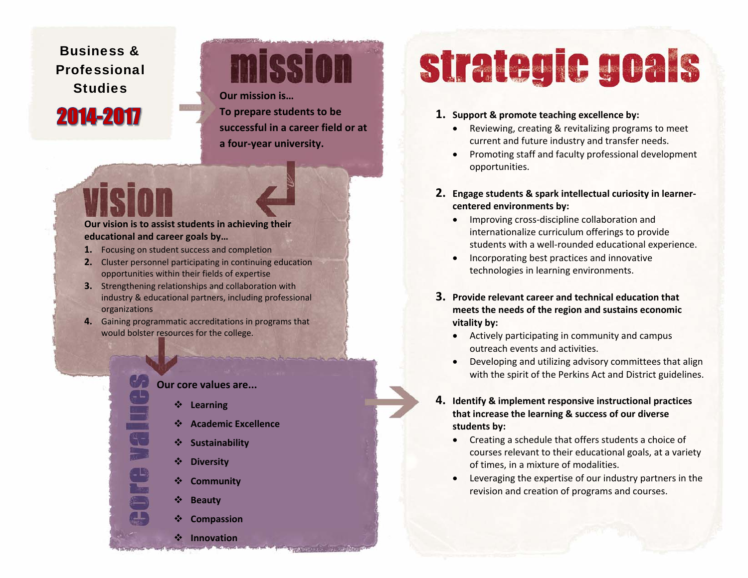# Business & Professional Studies

## 2014-2017

## mission

**Our mission is…**
**To prepare students to be successful in a career field or at a four-year university.**

## vision

**Our vision is to assist students in achieving their educational and career goals by…**

1. Focusing on student success and completion
2. Cluster personnel participating in continuing education opportunities within their fields of expertise
3. Strengthening relationships and collaboration with industry & educational partners, including professional organizations
4. Gaining programmatic accreditations in programs that would bolster resources for the college.

## core values

**Our core values are...**

- **Learning**
- **Academic Excellence**
- **Sustainability**
- **Diversity**
- **Community**
- **Beauty**
- **Compassion**
- **Innovation**

## strategic goals

1. **Support & promote teaching excellence by:**
   - Reviewing, creating & revitalizing programs to meet current and future industry and transfer needs.
   - Promoting staff and faculty professional development opportunities.
2. **Engage students & spark intellectual curiosity in learner-centered environments by:**
   - Improving cross-discipline collaboration and internationalize curriculum offerings to provide students with a well-rounded educational experience.
   - Incorporating best practices and innovative technologies in learning environments.
3. **Provide relevant career and technical education that meets the needs of the region and sustains economic vitality by:**
   - Actively participating in community and campus outreach events and activities.
   - Developing and utilizing advisory committees that align with the spirit of the Perkins Act and District guidelines.
4. **Identify & implement responsive instructional practices that increase the learning & success of our diverse students by:**
   - Creating a schedule that offers students a choice of courses relevant to their educational goals, at a variety of times, in a mixture of modalities.
   - Leveraging the expertise of our industry partners in the revision and creation of programs and courses.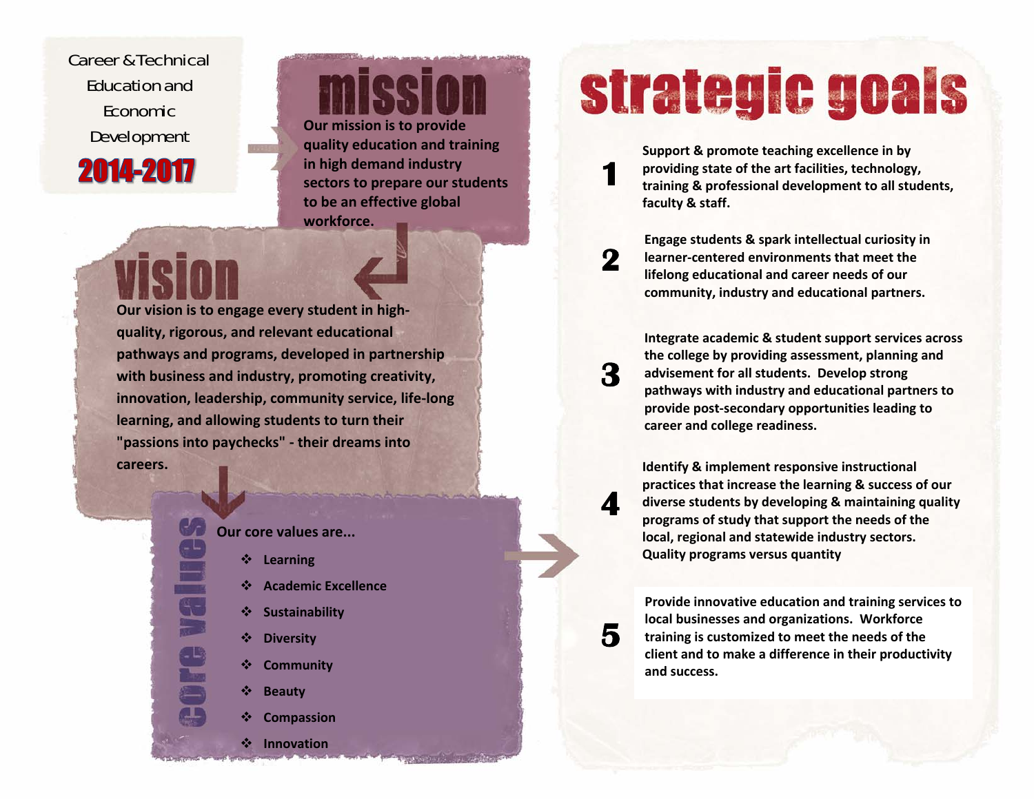Career & Technical Education and Economic Development

**2014-2017**

# mission

Our mission is to provide quality education and training in high demand industry sectors to prepare our students to be an effective global workforce.

# vision

Our vision is to engage every student in high-quality, rigorous, and relevant educational pathways and programs, developed in partnership with business and industry, promoting creativity, innovation, leadership, community service, life-long learning, and allowing students to turn their "passions into paychecks" - their dreams into careers.

# core values

Our core values are...

- Learning
- Academic Excellence
- Sustainability
- Diversity
- Community
- Beauty
- Compassion
- Innovation

# strategic goals

**1** Support & promote teaching excellence in by providing state of the art facilities, technology, training & professional development to all students, faculty & staff.

**2** Engage students & spark intellectual curiosity in learner-centered environments that meet the lifelong educational and career needs of our community, industry and educational partners.

**3** Integrate academic & student support services across the college by providing assessment, planning and advisement for all students. Develop strong pathways with industry and educational partners to provide post-secondary opportunities leading to career and college readiness.

**4** Identify & implement responsive instructional practices that increase the learning & success of our diverse students by developing & maintaining quality programs of study that support the needs of the local, regional and statewide industry sectors. Quality programs versus quantity

**5** Provide innovative education and training services to local businesses and organizations. Workforce training is customized to meet the needs of the client and to make a difference in their productivity and success.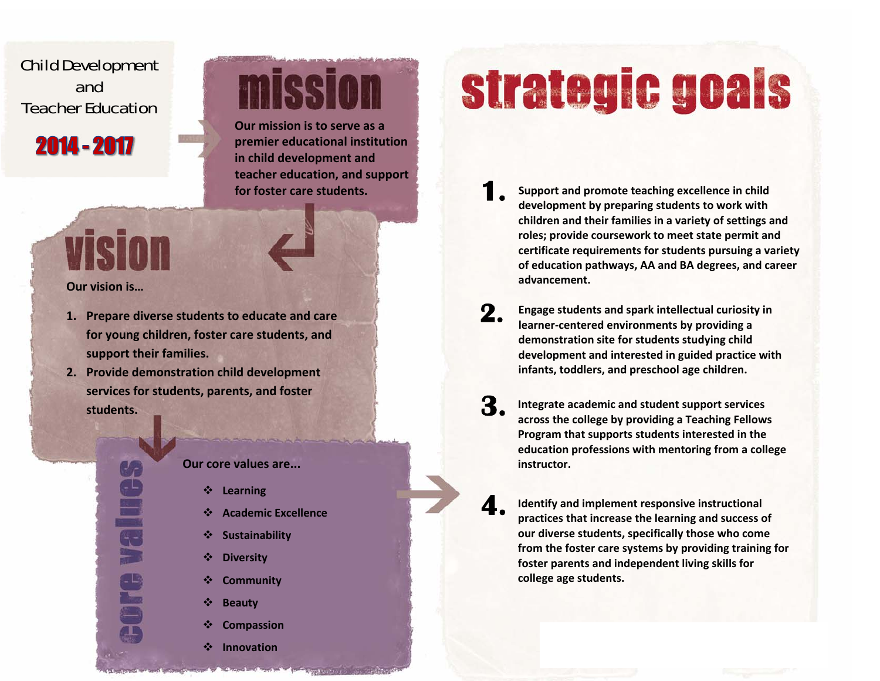Child Development and Teacher Education

**2014 - 2017**

# mission

Our mission is to serve as a premier educational institution in child development and teacher education, and support for foster care students.

# vision

Our vision is…

1. Prepare diverse students to educate and care for young children, foster care students, and support their families.
2. Provide demonstration child development services for students, parents, and foster students.

# core values

Our core values are...

- Learning
- Academic Excellence
- Sustainability
- Diversity
- Community
- Beauty
- Compassion
- Innovation

# strategic goals

1. Support and promote teaching excellence in child development by preparing students to work with children and their families in a variety of settings and roles; provide coursework to meet state permit and certificate requirements for students pursuing a variety of education pathways, AA and BA degrees, and career advancement.

2. Engage students and spark intellectual curiosity in learner-centered environments by providing a demonstration site for students studying child development and interested in guided practice with infants, toddlers, and preschool age children.

3. Integrate academic and student support services across the college by providing a Teaching Fellows Program that supports students interested in the education professions with mentoring from a college instructor.

4. Identify and implement responsive instructional practices that increase the learning and success of our diverse students, specifically those who come from the foster care systems by providing training for foster parents and independent living skills for college age students.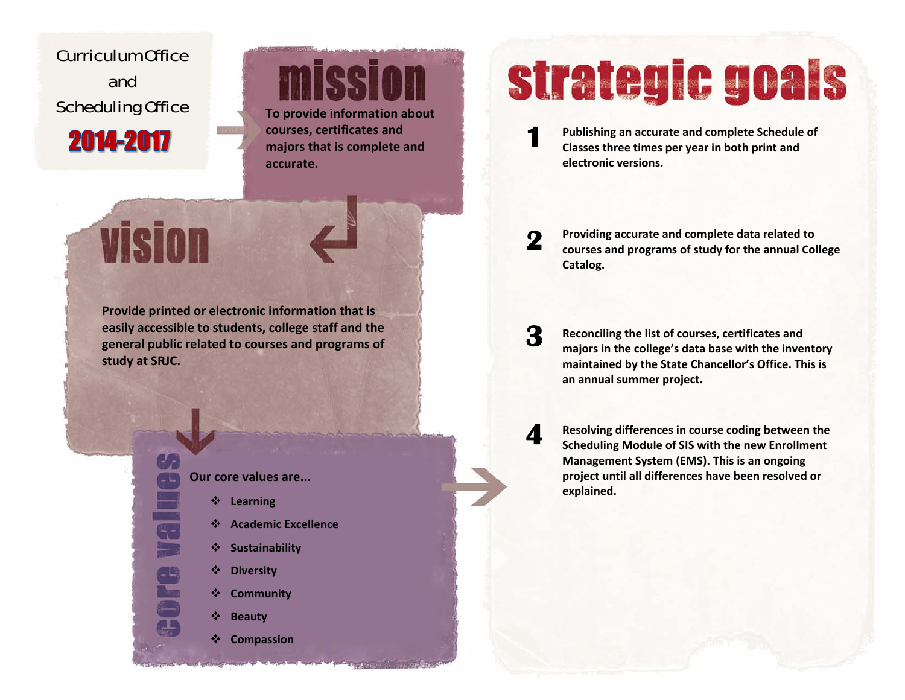Curriculum Office and Scheduling Office

**2014-2017**

## mission

To provide information about courses, certificates and majors that is complete and accurate.

## vision

Provide printed or electronic information that is easily accessible to students, college staff and the general public related to courses and programs of study at SRJC.

## core values

Our core values are...

- Learning
- Academic Excellence
- Sustainability
- Diversity
- Community
- Beauty
- Compassion

## strategic goals

1. Publishing an accurate and complete Schedule of Classes three times per year in both print and electronic versions.
2. Providing accurate and complete data related to courses and programs of study for the annual College Catalog.
3. Reconciling the list of courses, certificates and majors in the college's data base with the inventory maintained by the State Chancellor's Office. This is an annual summer project.
4. Resolving differences in course coding between the Scheduling Module of SIS with the new Enrollment Management System (EMS). This is an ongoing project until all differences have been resolved or explained.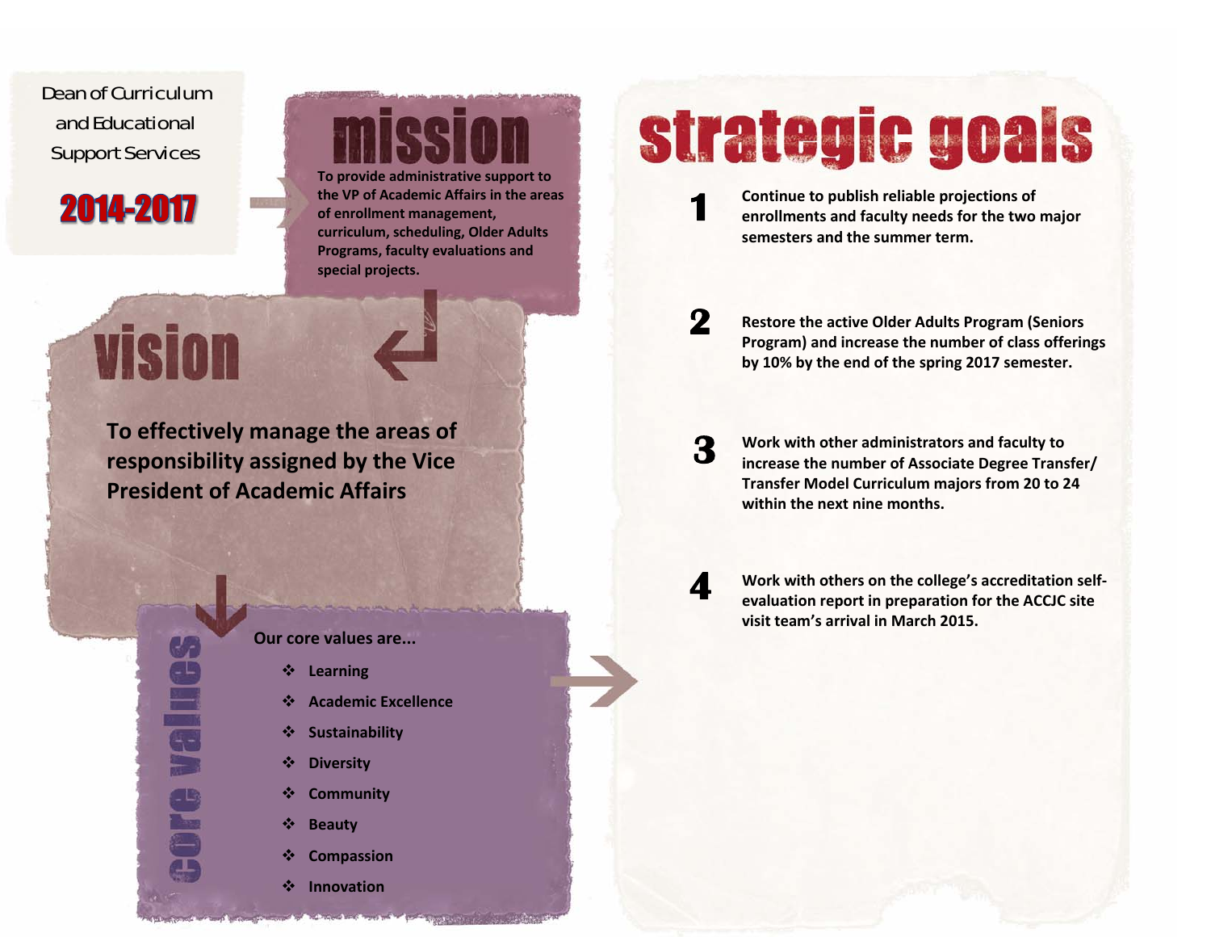Dean of Curriculum and Educational Support Services

**2014-2017**

# mission

**To provide administrative support to the VP of Academic Affairs in the areas of enrollment management, curriculum, scheduling, Older Adults Programs, faculty evaluations and special projects.**

# vision

**To effectively manage the areas of responsibility assigned by the Vice President of Academic Affairs**

# core values

Our core values are...

- Learning
- Academic Excellence
- Sustainability
- Diversity
- Community
- Beauty
- Compassion
- Innovation

# strategic goals

1. **Continue to publish reliable projections of enrollments and faculty needs for the two major semesters and the summer term.**

2. **Restore the active Older Adults Program (Seniors Program) and increase the number of class offerings by 10% by the end of the spring 2017 semester.**

3. **Work with other administrators and faculty to increase the number of Associate Degree Transfer/ Transfer Model Curriculum majors from 20 to 24 within the next nine months.**

4. **Work with others on the college's accreditation self-evaluation report in preparation for the ACCJC site visit team's arrival in March 2015.**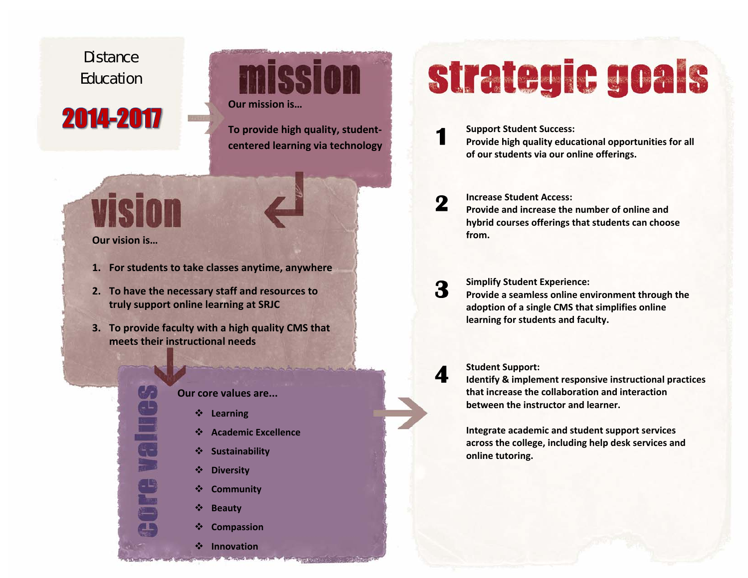Distance Education

**2014-2017**

## mission

Our mission is…

To provide high quality, student-centered learning via technology

## vision

Our vision is…

1. For students to take classes anytime, anywhere
2. To have the necessary staff and resources to truly support online learning at SRJC
3. To provide faculty with a high quality CMS that meets their instructional needs

## core values

Our core values are...

- Learning
- Academic Excellence
- Sustainability
- Diversity
- Community
- Beauty
- Compassion
- Innovation

# strategic goals

**1** **Support Student Success:**
Provide high quality educational opportunities for all of our students via our online offerings.

**2** **Increase Student Access:**
Provide and increase the number of online and hybrid courses offerings that students can choose from.

**3** **Simplify Student Experience:**
Provide a seamless online environment through the adoption of a single CMS that simplifies online learning for students and faculty.

**4** **Student Support:**
Identify & implement responsive instructional practices that increase the collaboration and interaction between the instructor and learner.

Integrate academic and student support services across the college, including help desk services and online tutoring.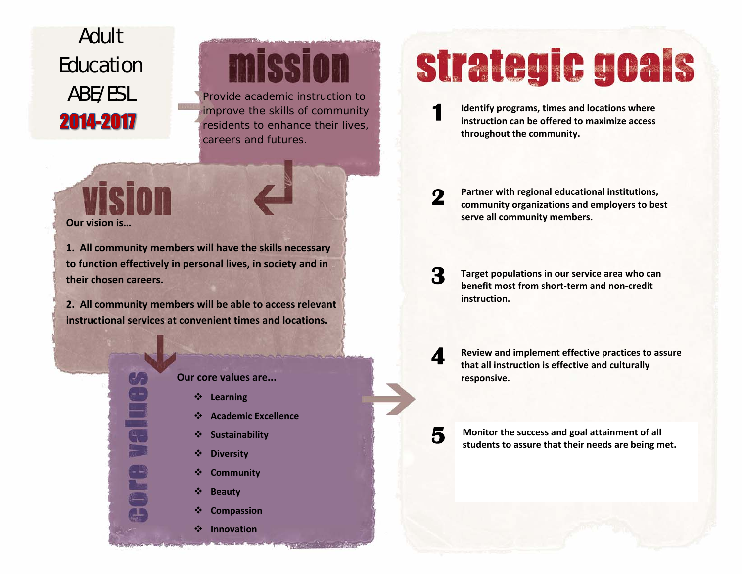# Adult Education ABE/ESL 2014-2017

## mission

Provide academic instruction to improve the skills of community residents to enhance their lives, careers and futures.

## vision

**Our vision is…**

**1. All community members will have the skills necessary to function effectively in personal lives, in society and in their chosen careers.**

**2. All community members will be able to access relevant instructional services at convenient times and locations.**

## core values

**Our core values are...**

- **Learning**
- **Academic Excellence**
- **Sustainability**
- **Diversity**
- **Community**
- **Beauty**
- **Compassion**
- **Innovation**

## strategic goals

1. **Identify programs, times and locations where instruction can be offered to maximize access throughout the community.**
2. **Partner with regional educational institutions, community organizations and employers to best serve all community members.**
3. **Target populations in our service area who can benefit most from short-term and non-credit instruction.**
4. **Review and implement effective practices to assure that all instruction is effective and culturally responsive.**
5. **Monitor the success and goal attainment of all students to assure that their needs are being met.**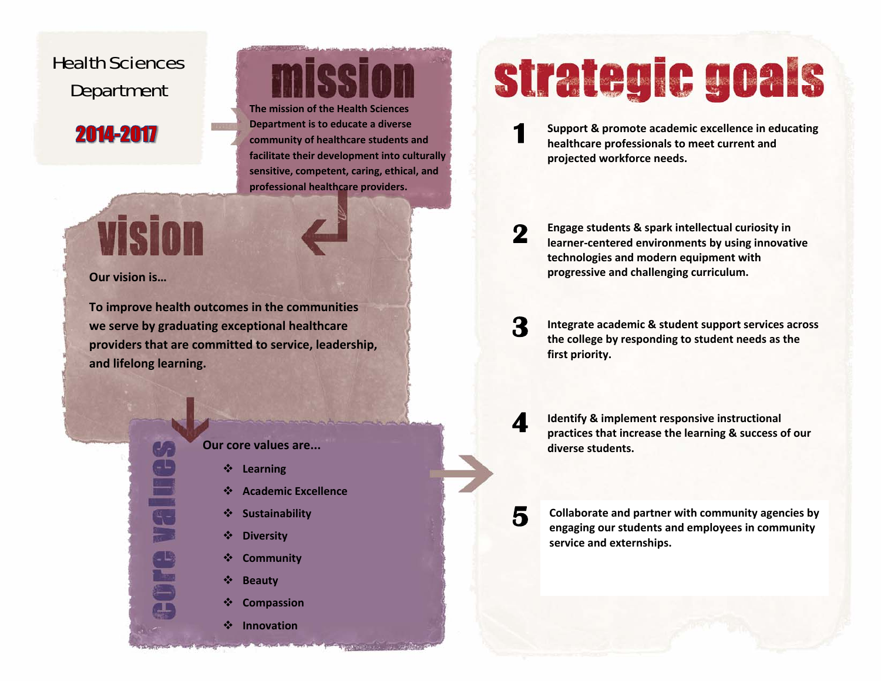Health Sciences Department

**2014-2017**

## mission

The mission of the Health Sciences Department is to educate a diverse community of healthcare students and facilitate their development into culturally sensitive, competent, caring, ethical, and professional healthcare providers.

## vision

Our vision is…

To improve health outcomes in the communities we serve by graduating exceptional healthcare providers that are committed to service, leadership, and lifelong learning.

## core values

Our core values are…

- Learning
- Academic Excellence
- Sustainability
- Diversity
- Community
- Beauty
- Compassion
- Innovation

## strategic goals

1. Support & promote academic excellence in educating healthcare professionals to meet current and projected workforce needs.
2. Engage students & spark intellectual curiosity in learner-centered environments by using innovative technologies and modern equipment with progressive and challenging curriculum.
3. Integrate academic & student support services across the college by responding to student needs as the first priority.
4. Identify & implement responsive instructional practices that increase the learning & success of our diverse students.
5. Collaborate and partner with community agencies by engaging our students and employees in community service and externships.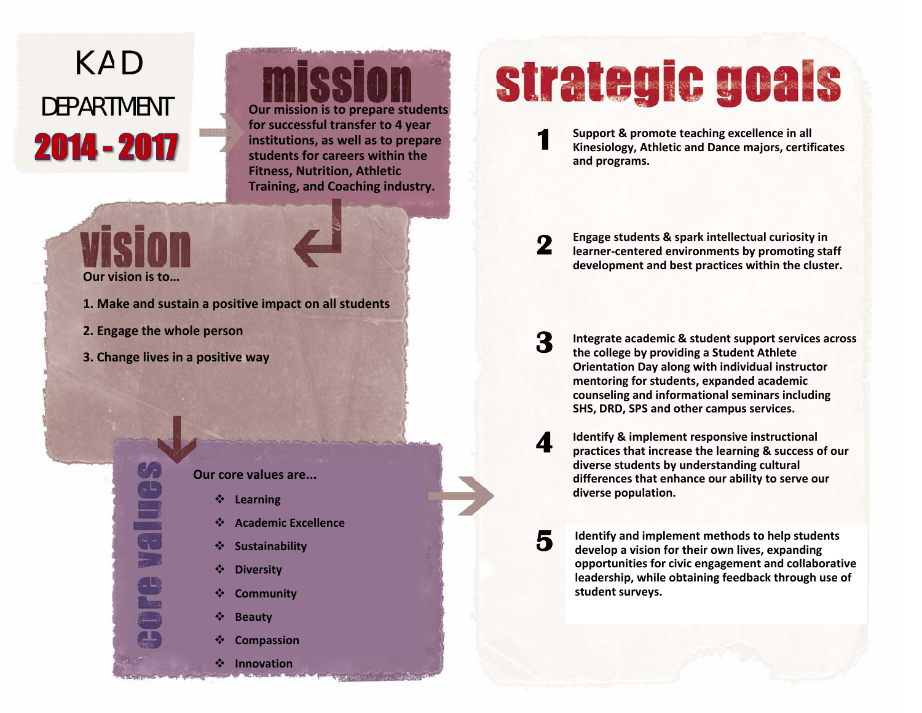# KAD DEPARTMENT 2014 - 2017

## mission

Our mission is to prepare students for successful transfer to 4 year institutions, as well as to prepare students for careers within the Fitness, Nutrition, Athletic Training, and Coaching industry.

## vision

Our vision is to…

1. Make and sustain a positive impact on all students
2. Engage the whole person
3. Change lives in a positive way

## core values

Our core values are...

- Learning
- Academic Excellence
- Sustainability
- Diversity
- Community
- Beauty
- Compassion
- Innovation

## strategic goals

1. **Support & promote teaching excellence in all Kinesiology, Athletic and Dance majors, certificates and programs.**
2. **Engage students & spark intellectual curiosity in learner-centered environments by promoting staff development and best practices within the cluster.**
3. **Integrate academic & student support services across the college by providing a Student Athlete Orientation Day along with individual instructor mentoring for students, expanded academic counseling and informational seminars including SHS, DRD, SPS and other campus services.**
4. **Identify & implement responsive instructional practices that increase the learning & success of our diverse students by understanding cultural differences that enhance our ability to serve our diverse population.**
5. **Identify and implement methods to help students develop a vision for their own lives, expanding opportunities for civic engagement and collaborative leadership, while obtaining feedback through use of student surveys.**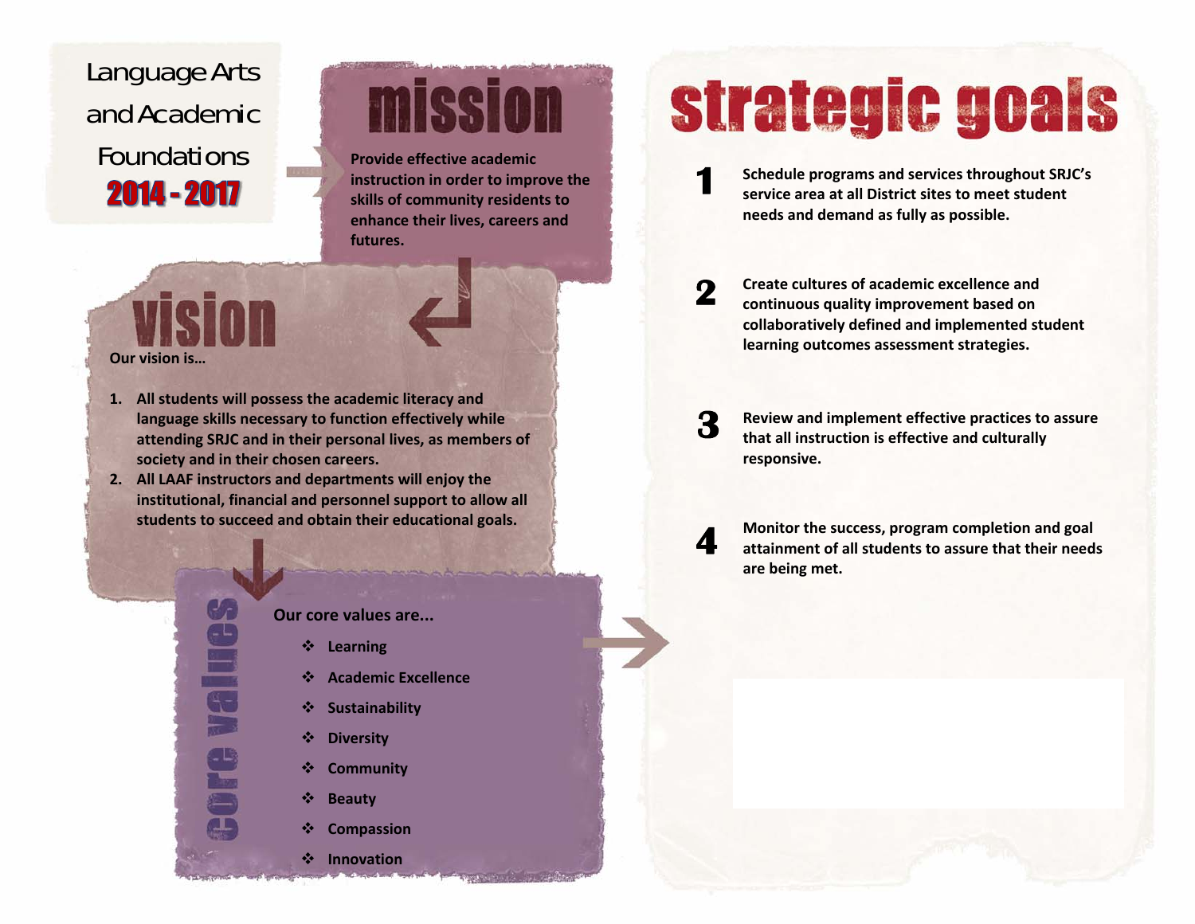Language Arts and Academic Foundations
**2014 - 2017**

# mission

**Provide effective academic instruction in order to improve the skills of community residents to enhance their lives, careers and futures.**

# vision

**Our vision is…**

1. **All students will possess the academic literacy and language skills necessary to function effectively while attending SRJC and in their personal lives, as members of society and in their chosen careers.**
2. **All LAAF instructors and departments will enjoy the institutional, financial and personnel support to allow all students to succeed and obtain their educational goals.**

# core values

**Our core values are...**

- **Learning**
- **Academic Excellence**
- **Sustainability**
- **Diversity**
- **Community**
- **Beauty**
- **Compassion**
- **Innovation**

# strategic goals

**1** **Schedule programs and services throughout SRJC's service area at all District sites to meet student needs and demand as fully as possible.**

**2** **Create cultures of academic excellence and continuous quality improvement based on collaboratively defined and implemented student learning outcomes assessment strategies.**

**3** **Review and implement effective practices to assure that all instruction is effective and culturally responsive.**

**4** **Monitor the success, program completion and goal attainment of all students to assure that their needs are being met.**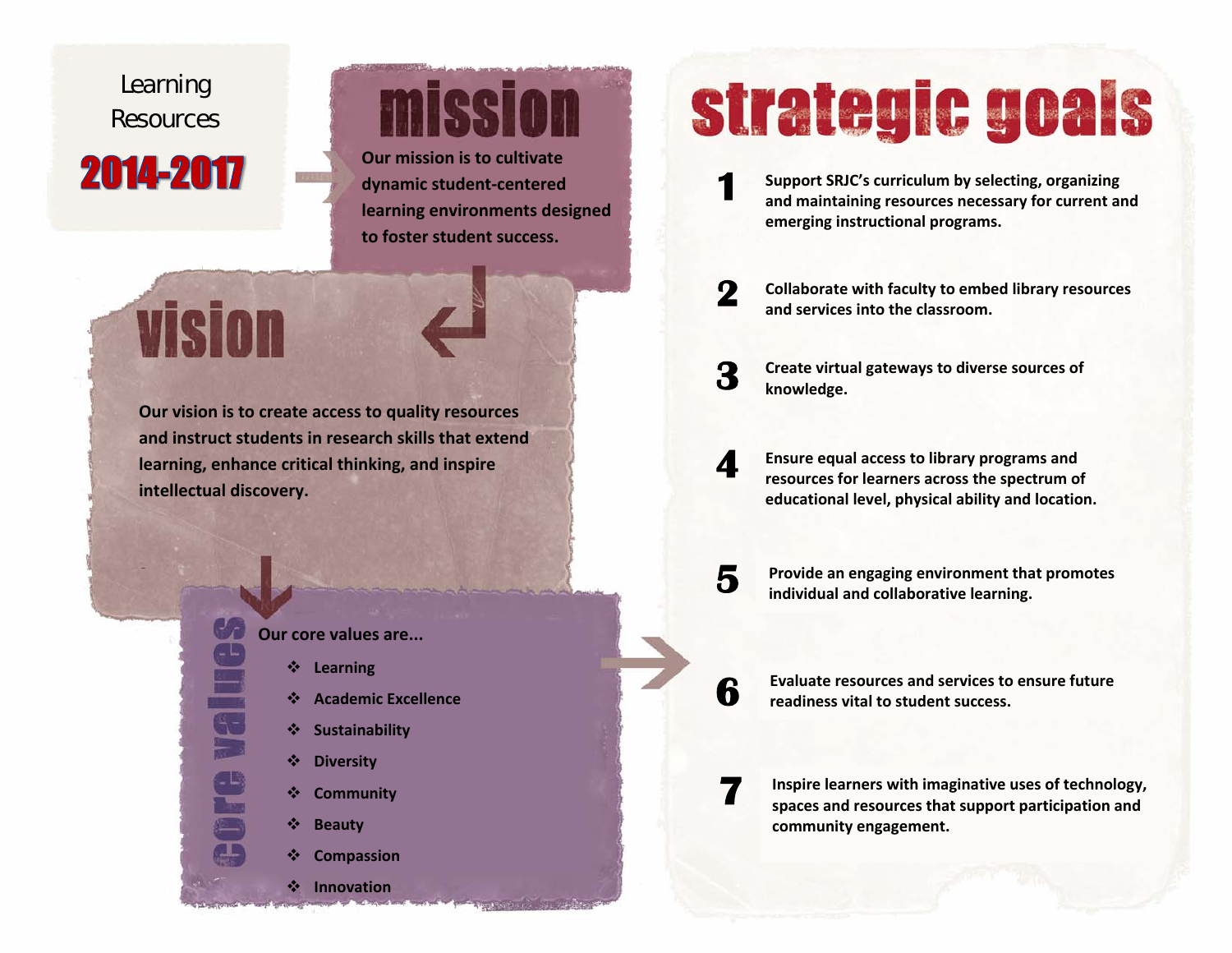# Learning Resources 2014-2017

## mission

Our mission is to cultivate dynamic student-centered learning environments designed to foster student success.

## vision

Our vision is to create access to quality resources and instruct students in research skills that extend learning, enhance critical thinking, and inspire intellectual discovery.

## core values

Our core values are...

- Learning
- Academic Excellence
- Sustainability
- Diversity
- Community
- Beauty
- Compassion
- Innovation

## strategic goals

1. Support SRJC's curriculum by selecting, organizing and maintaining resources necessary for current and emerging instructional programs.
2. Collaborate with faculty to embed library resources and services into the classroom.
3. Create virtual gateways to diverse sources of knowledge.
4. Ensure equal access to library programs and resources for learners across the spectrum of educational level, physical ability and location.
5. Provide an engaging environment that promotes individual and collaborative learning.
6. Evaluate resources and services to ensure future readiness vital to student success.
7. Inspire learners with imaginative uses of technology, spaces and resources that support participation and community engagement.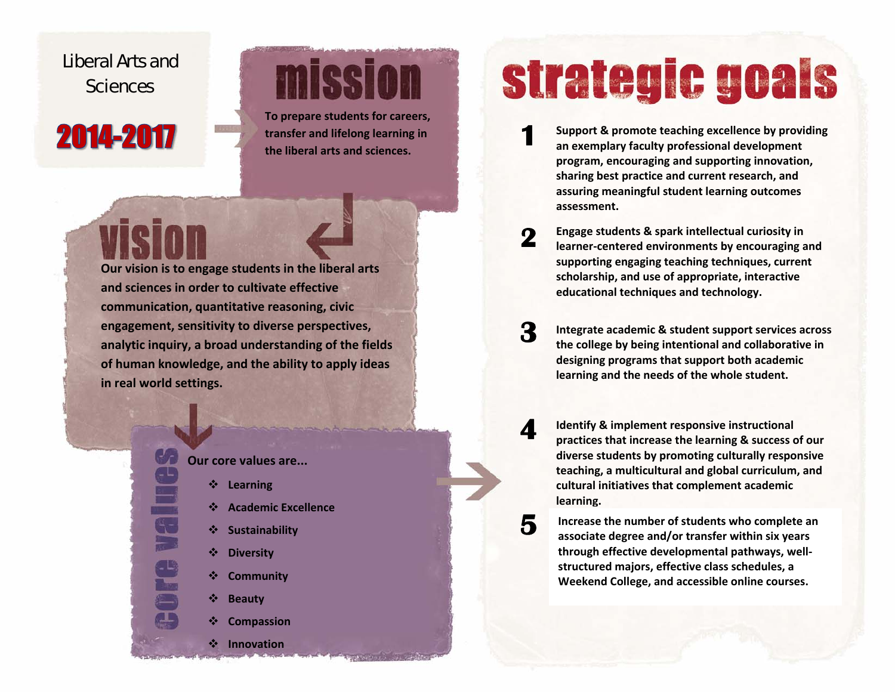Liberal Arts and Sciences

**2014-2017**

## mission

To prepare students for careers, transfer and lifelong learning in the liberal arts and sciences.

## vision

Our vision is to engage students in the liberal arts and sciences in order to cultivate effective communication, quantitative reasoning, civic engagement, sensitivity to diverse perspectives, analytic inquiry, a broad understanding of the fields of human knowledge, and the ability to apply ideas in real world settings.

## core values

Our core values are...

- Learning
- Academic Excellence
- Sustainability
- Diversity
- Community
- Beauty
- Compassion
- Innovation

## strategic goals

1. Support & promote teaching excellence by providing an exemplary faculty professional development program, encouraging and supporting innovation, sharing best practice and current research, and assuring meaningful student learning outcomes assessment.
2. Engage students & spark intellectual curiosity in learner-centered environments by encouraging and supporting engaging teaching techniques, current scholarship, and use of appropriate, interactive educational techniques and technology.
3. Integrate academic & student support services across the college by being intentional and collaborative in designing programs that support both academic learning and the needs of the whole student.
4. Identify & implement responsive instructional practices that increase the learning & success of our diverse students by promoting culturally responsive teaching, a multicultural and global curriculum, and cultural initiatives that complement academic learning.
5. Increase the number of students who complete an associate degree and/or transfer within six years through effective developmental pathways, well-structured majors, effective class schedules, a Weekend College, and accessible online courses.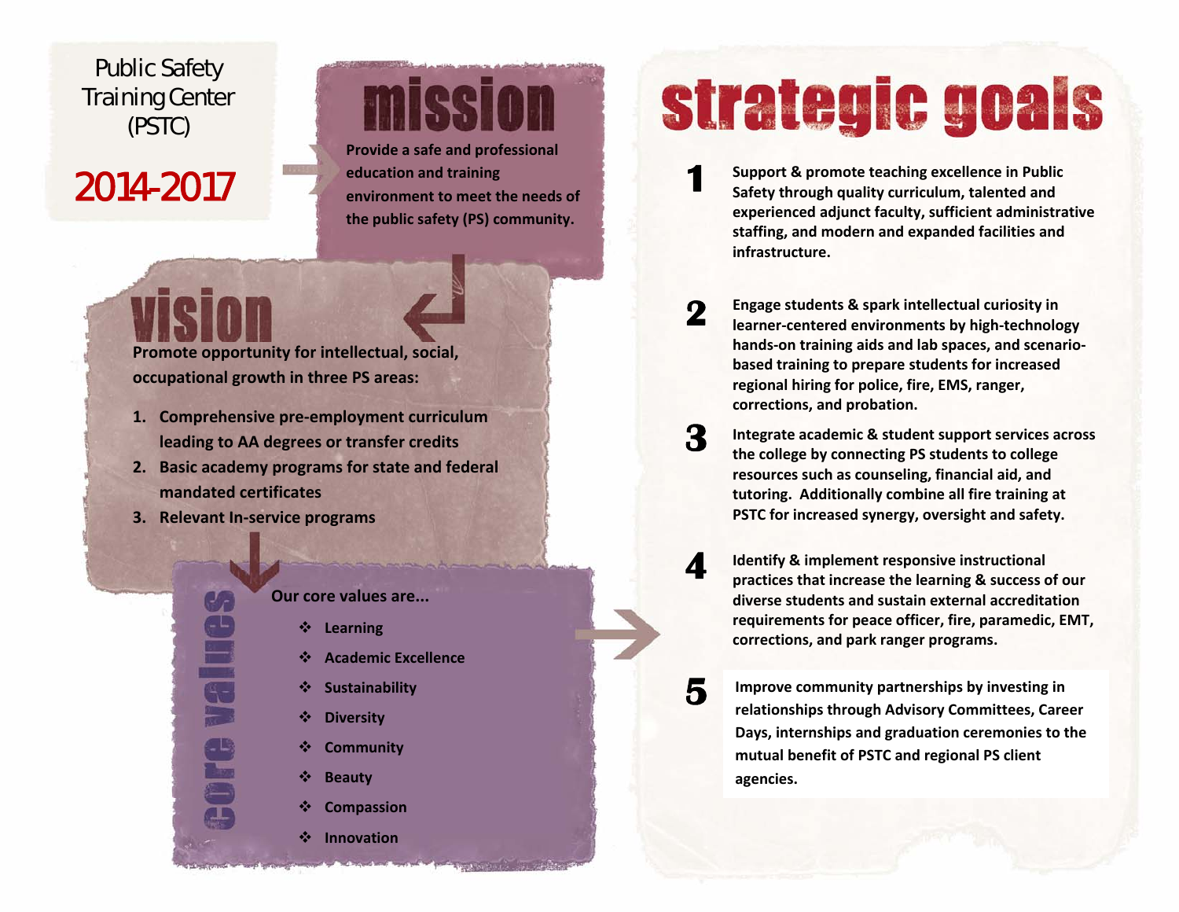Public Safety Training Center (PSTC)

# 2014-2017

## mission

Provide a safe and professional education and training environment to meet the needs of the public safety (PS) community.

## vision

**Promote opportunity for intellectual, social, occupational growth in three PS areas:**

1. Comprehensive pre-employment curriculum leading to AA degrees or transfer credits
2. Basic academy programs for state and federal mandated certificates
3. Relevant In-service programs

## core values

Our core values are...

- Learning
- Academic Excellence
- Sustainability
- Diversity
- Community
- Beauty
- Compassion
- Innovation

## strategic goals

1. Support & promote teaching excellence in Public Safety through quality curriculum, talented and experienced adjunct faculty, sufficient administrative staffing, and modern and expanded facilities and infrastructure.
2. Engage students & spark intellectual curiosity in learner-centered environments by high-technology hands-on training aids and lab spaces, and scenario-based training to prepare students for increased regional hiring for police, fire, EMS, ranger, corrections, and probation.
3. Integrate academic & student support services across the college by connecting PS students to college resources such as counseling, financial aid, and tutoring. Additionally combine all fire training at PSTC for increased synergy, oversight and safety.
4. Identify & implement responsive instructional practices that increase the learning & success of our diverse students and sustain external accreditation requirements for peace officer, fire, paramedic, EMT, corrections, and park ranger programs.
5. Improve community partnerships by investing in relationships through Advisory Committees, Career Days, internships and graduation ceremonies to the mutual benefit of PSTC and regional PS client agencies.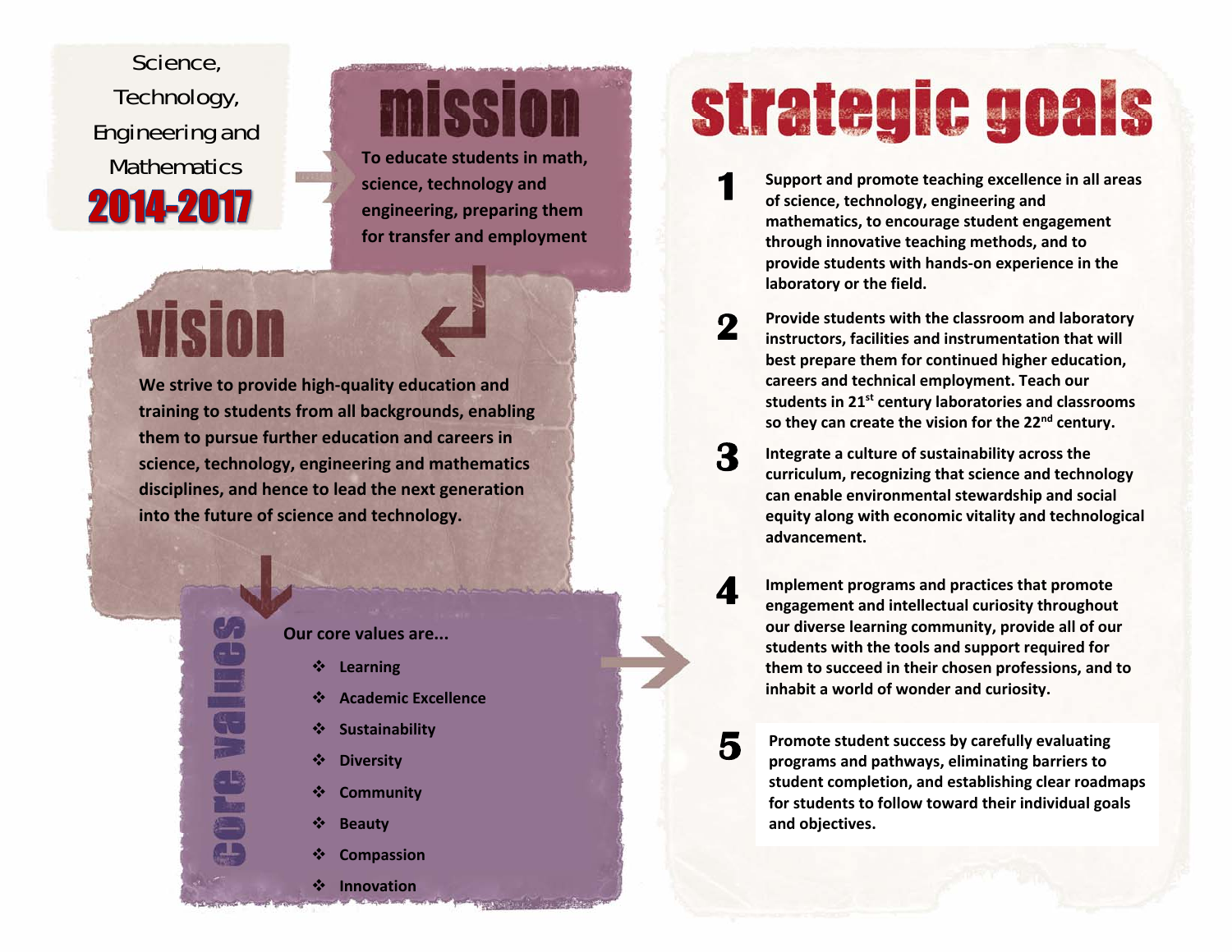Science, Technology, Engineering and Mathematics

**2014-2017**

# mission

To educate students in math, science, technology and engineering, preparing them for transfer and employment

# vision

We strive to provide high-quality education and training to students from all backgrounds, enabling them to pursue further education and careers in science, technology, engineering and mathematics disciplines, and hence to lead the next generation into the future of science and technology.

# core values

Our core values are...

- Learning
- Academic Excellence
- Sustainability
- Diversity
- Community
- Beauty
- Compassion
- Innovation

# strategic goals

1. Support and promote teaching excellence in all areas of science, technology, engineering and mathematics, to encourage student engagement through innovative teaching methods, and to provide students with hands-on experience in the laboratory or the field.

2. Provide students with the classroom and laboratory instructors, facilities and instrumentation that will best prepare them for continued higher education, careers and technical employment. Teach our students in 21st century laboratories and classrooms so they can create the vision for the 22nd century.

3. Integrate a culture of sustainability across the curriculum, recognizing that science and technology can enable environmental stewardship and social equity along with economic vitality and technological advancement.

4. Implement programs and practices that promote engagement and intellectual curiosity throughout our diverse learning community, provide all of our students with the tools and support required for them to succeed in their chosen professions, and to inhabit a world of wonder and curiosity.

5. Promote student success by carefully evaluating programs and pathways, eliminating barriers to student completion, and establishing clear roadmaps for students to follow toward their individual goals and objectives.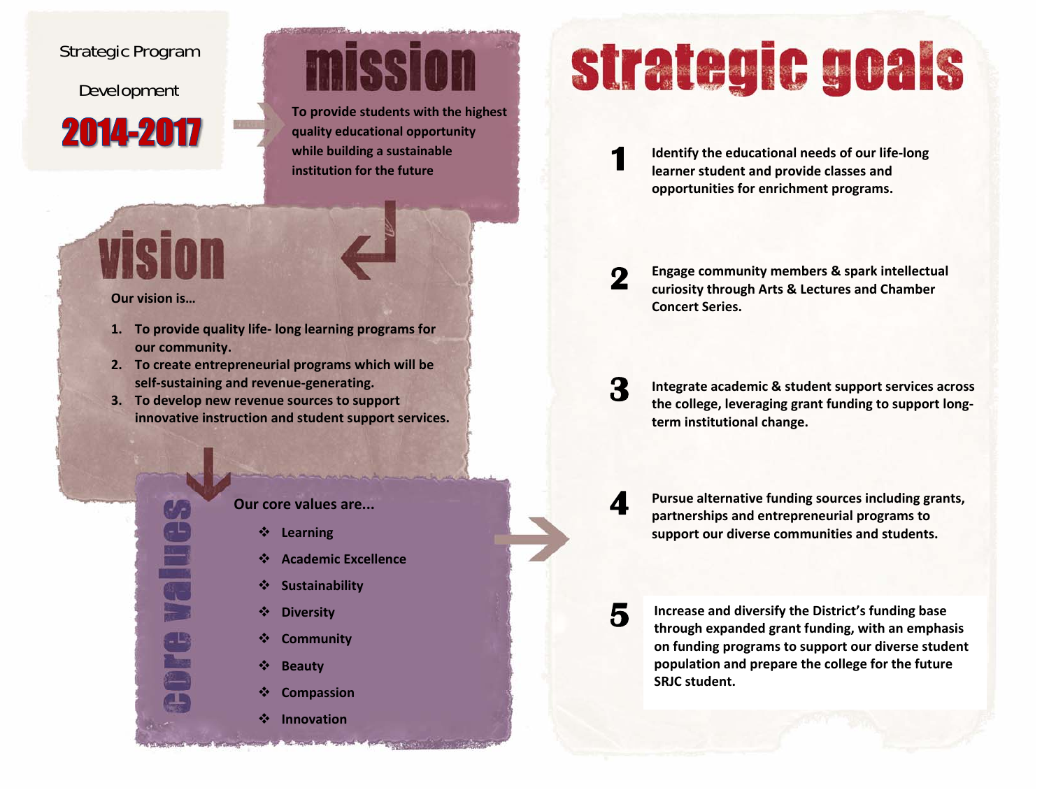Strategic Program Development

**2014-2017**

# mission

To provide students with the highest quality educational opportunity while building a sustainable institution for the future

# vision

Our vision is…

1. To provide quality life- long learning programs for our community.
2. To create entrepreneurial programs which will be self-sustaining and revenue-generating.
3. To develop new revenue sources to support innovative instruction and student support services.

# core values

Our core values are...

- Learning
- Academic Excellence
- Sustainability
- Diversity
- Community
- Beauty
- Compassion
- Innovation

# strategic goals

1. Identify the educational needs of our life-long learner student and provide classes and opportunities for enrichment programs.
2. Engage community members & spark intellectual curiosity through Arts & Lectures and Chamber Concert Series.
3. Integrate academic & student support services across the college, leveraging grant funding to support long-term institutional change.
4. Pursue alternative funding sources including grants, partnerships and entrepreneurial programs to support our diverse communities and students.
5. Increase and diversify the District's funding base through expanded grant funding, with an emphasis on funding programs to support our diverse student population and prepare the college for the future SRJC student.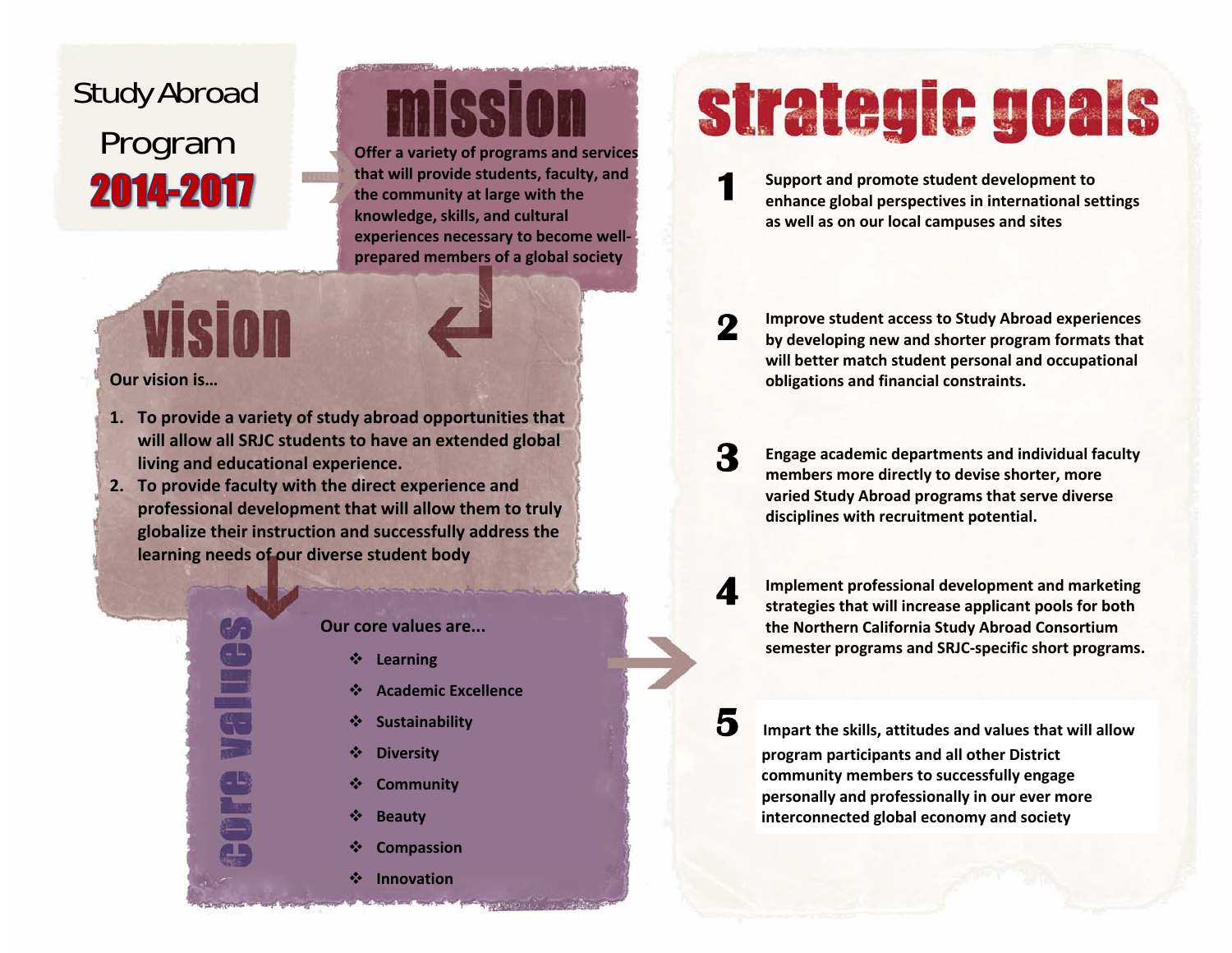# Study Abroad Program 2014-2017

## mission

Offer a variety of programs and services that will provide students, faculty, and the community at large with the knowledge, skills, and cultural experiences necessary to become well-prepared members of a global society

## vision

**Our vision is…**

1. **To provide a variety of study abroad opportunities that will allow all SRJC students to have an extended global living and educational experience.**
2. **To provide faculty with the direct experience and professional development that will allow them to truly globalize their instruction and successfully address the learning needs of our diverse student body**

## core values

**Our core values are...**

- Learning
- Academic Excellence
- Sustainability
- Diversity
- Community
- Beauty
- Compassion
- Innovation

## strategic goals

**1** Support and promote student development to enhance global perspectives in international settings as well as on our local campuses and sites

**2** Improve student access to Study Abroad experiences by developing new and shorter program formats that will better match student personal and occupational obligations and financial constraints.

**3** Engage academic departments and individual faculty members more directly to devise shorter, more varied Study Abroad programs that serve diverse disciplines with recruitment potential.

**4** Implement professional development and marketing strategies that will increase applicant pools for both the Northern California Study Abroad Consortium semester programs and SRJC-specific short programs.

**5** Impart the skills, attitudes and values that will allow program participants and all other District community members to successfully engage personally and professionally in our ever more interconnected global economy and society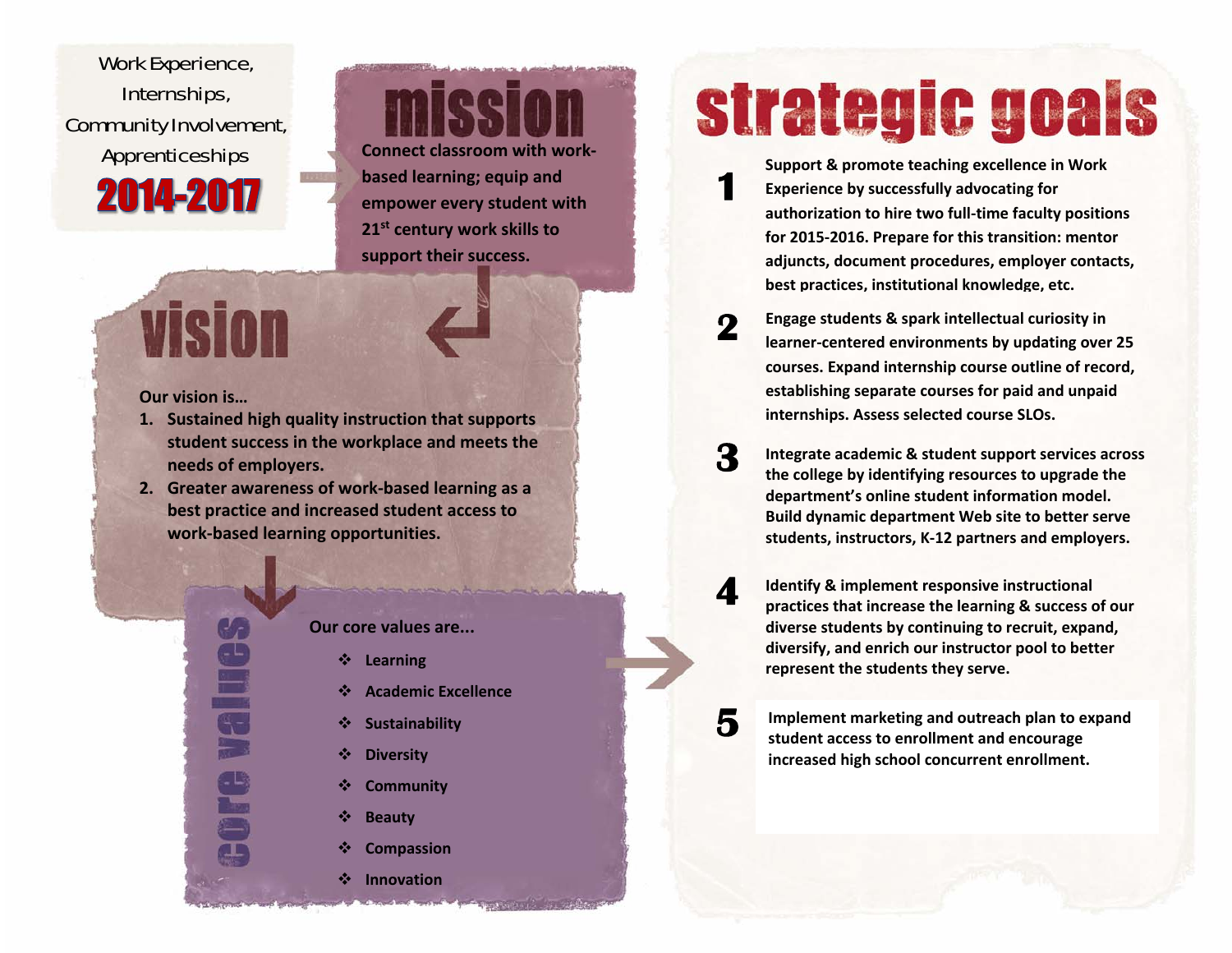Work Experience,
Internships,
Community Involvement,
Apprenticeships

**2014-2017**

# mission

Connect classroom with work-based learning; equip and empower every student with 21st century work skills to support their success.

# vision

Our vision is…

1. Sustained high quality instruction that supports student success in the workplace and meets the needs of employers.
2. Greater awareness of work-based learning as a best practice and increased student access to work-based learning opportunities.

# core values

Our core values are...

- Learning
- Academic Excellence
- Sustainability
- Diversity
- Community
- Beauty
- Compassion
- Innovation

# strategic goals

**1** Support & promote teaching excellence in Work Experience by successfully advocating for authorization to hire two full-time faculty positions for 2015-2016. Prepare for this transition: mentor adjuncts, document procedures, employer contacts, best practices, institutional knowledge, etc.

**2** Engage students & spark intellectual curiosity in learner-centered environments by updating over 25 courses. Expand internship course outline of record, establishing separate courses for paid and unpaid internships. Assess selected course SLOs.

**3** Integrate academic & student support services across the college by identifying resources to upgrade the department's online student information model. Build dynamic department Web site to better serve students, instructors, K-12 partners and employers.

**4** Identify & implement responsive instructional practices that increase the learning & success of our diverse students by continuing to recruit, expand, diversify, and enrich our instructor pool to better represent the students they serve.

**5** Implement marketing and outreach plan to expand student access to enrollment and encourage increased high school concurrent enrollment.